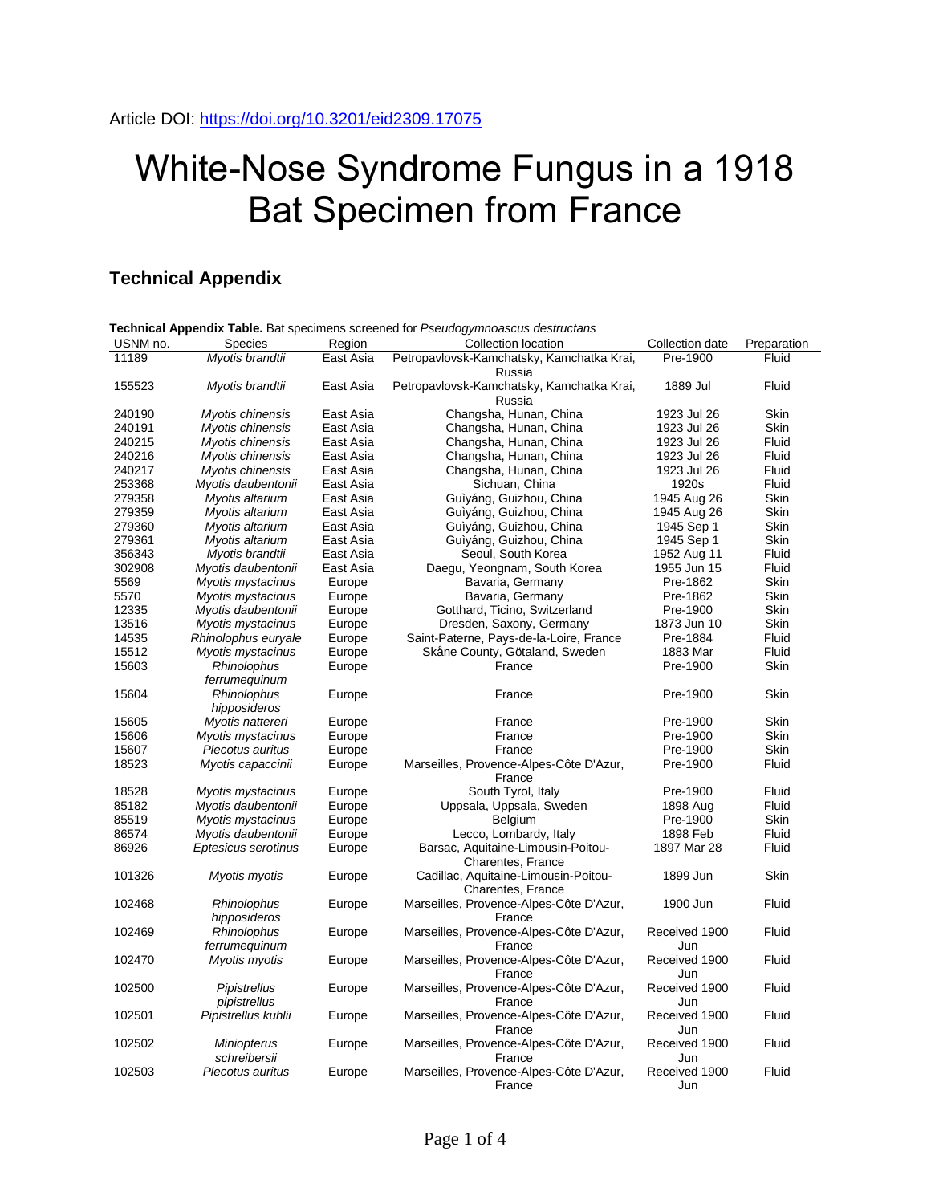Article DOI: https://doi.org/10.3201/eid2309.17075

# White-Nose Syndrome Fungus in a 1918 Bat Specimen from France

## Technical Appendix

**Technical Appendix Table.** Bat specimens screened for *Pseudogymnoascus destructans*

| USNM no. | Species | Region | Collection location | Collection date | Preparation |
|---|---|---|---|---|---|
| 11189 | *Myotis brandtii* | East Asia | Petropavlovsk-Kamchatsky, Kamchatka Krai, Russia | Pre-1900 | Fluid |
| 155523 | *Myotis brandtii* | East Asia | Petropavlovsk-Kamchatsky, Kamchatka Krai, Russia | 1889 Jul | Fluid |
| 240190 | *Myotis chinensis* | East Asia | Changsha, Hunan, China | 1923 Jul 26 | Skin |
| 240191 | *Myotis chinensis* | East Asia | Changsha, Hunan, China | 1923 Jul 26 | Skin |
| 240215 | *Myotis chinensis* | East Asia | Changsha, Hunan, China | 1923 Jul 26 | Fluid |
| 240216 | *Myotis chinensis* | East Asia | Changsha, Hunan, China | 1923 Jul 26 | Fluid |
| 240217 | *Myotis chinensis* | East Asia | Changsha, Hunan, China | 1923 Jul 26 | Fluid |
| 253368 | *Myotis daubentonii* | East Asia | Sichuan, China | 1920s | Fluid |
| 279358 | *Myotis altarium* | East Asia | Guìyáng, Guizhou, China | 1945 Aug 26 | Skin |
| 279359 | *Myotis altarium* | East Asia | Guìyáng, Guizhou, China | 1945 Aug 26 | Skin |
| 279360 | *Myotis altarium* | East Asia | Guìyáng, Guizhou, China | 1945 Sep 1 | Skin |
| 279361 | *Myotis altarium* | East Asia | Guìyáng, Guizhou, China | 1945 Sep 1 | Skin |
| 356343 | *Myotis brandtii* | East Asia | Seoul, South Korea | 1952 Aug 11 | Fluid |
| 302908 | *Myotis daubentonii* | East Asia | Daegu, Yeongnam, South Korea | 1955 Jun 15 | Fluid |
| 5569 | *Myotis mystacinus* | Europe | Bavaria, Germany | Pre-1862 | Skin |
| 5570 | *Myotis mystacinus* | Europe | Bavaria, Germany | Pre-1862 | Skin |
| 12335 | *Myotis daubentonii* | Europe | Gotthard, Ticino, Switzerland | Pre-1900 | Skin |
| 13516 | *Myotis mystacinus* | Europe | Dresden, Saxony, Germany | 1873 Jun 10 | Skin |
| 14535 | *Rhinolophus euryale* | Europe | Saint-Paterne, Pays-de-la-Loire, France | Pre-1884 | Fluid |
| 15512 | *Myotis mystacinus* | Europe | Skåne County, Götaland, Sweden | 1883 Mar | Fluid |
| 15603 | *Rhinolophus ferrumequinum* | Europe | France | Pre-1900 | Skin |
| 15604 | *Rhinolophus hipposideros* | Europe | France | Pre-1900 | Skin |
| 15605 | *Myotis nattereri* | Europe | France | Pre-1900 | Skin |
| 15606 | *Myotis mystacinus* | Europe | France | Pre-1900 | Skin |
| 15607 | *Plecotus auritus* | Europe | France | Pre-1900 | Skin |
| 18523 | *Myotis capaccinii* | Europe | Marseilles, Provence-Alpes-Côte D'Azur, France | Pre-1900 | Fluid |
| 18528 | *Myotis mystacinus* | Europe | South Tyrol, Italy | Pre-1900 | Fluid |
| 85182 | *Myotis daubentonii* | Europe | Uppsala, Uppsala, Sweden | 1898 Aug | Fluid |
| 85519 | *Myotis mystacinus* | Europe | Belgium | Pre-1900 | Skin |
| 86574 | *Myotis daubentonii* | Europe | Lecco, Lombardy, Italy | 1898 Feb | Fluid |
| 86926 | *Eptesicus serotinus* | Europe | Barsac, Aquitaine-Limousin-Poitou-Charentes, France | 1897 Mar 28 | Fluid |
| 101326 | *Myotis myotis* | Europe | Cadillac, Aquitaine-Limousin-Poitou-Charentes, France | 1899 Jun | Skin |
| 102468 | *Rhinolophus hipposideros* | Europe | Marseilles, Provence-Alpes-Côte D'Azur, France | 1900 Jun | Fluid |
| 102469 | *Rhinolophus ferrumequinum* | Europe | Marseilles, Provence-Alpes-Côte D'Azur, France | Received 1900 Jun | Fluid |
| 102470 | *Myotis myotis* | Europe | Marseilles, Provence-Alpes-Côte D'Azur, France | Received 1900 Jun | Fluid |
| 102500 | *Pipistrellus pipistrellus* | Europe | Marseilles, Provence-Alpes-Côte D'Azur, France | Received 1900 Jun | Fluid |
| 102501 | *Pipistrellus kuhlii* | Europe | Marseilles, Provence-Alpes-Côte D'Azur, France | Received 1900 Jun | Fluid |
| 102502 | *Miniopterus schreibersii* | Europe | Marseilles, Provence-Alpes-Côte D'Azur, France | Received 1900 Jun | Fluid |
| 102503 | *Plecotus auritus* | Europe | Marseilles, Provence-Alpes-Côte D'Azur, France | Received 1900 Jun | Fluid |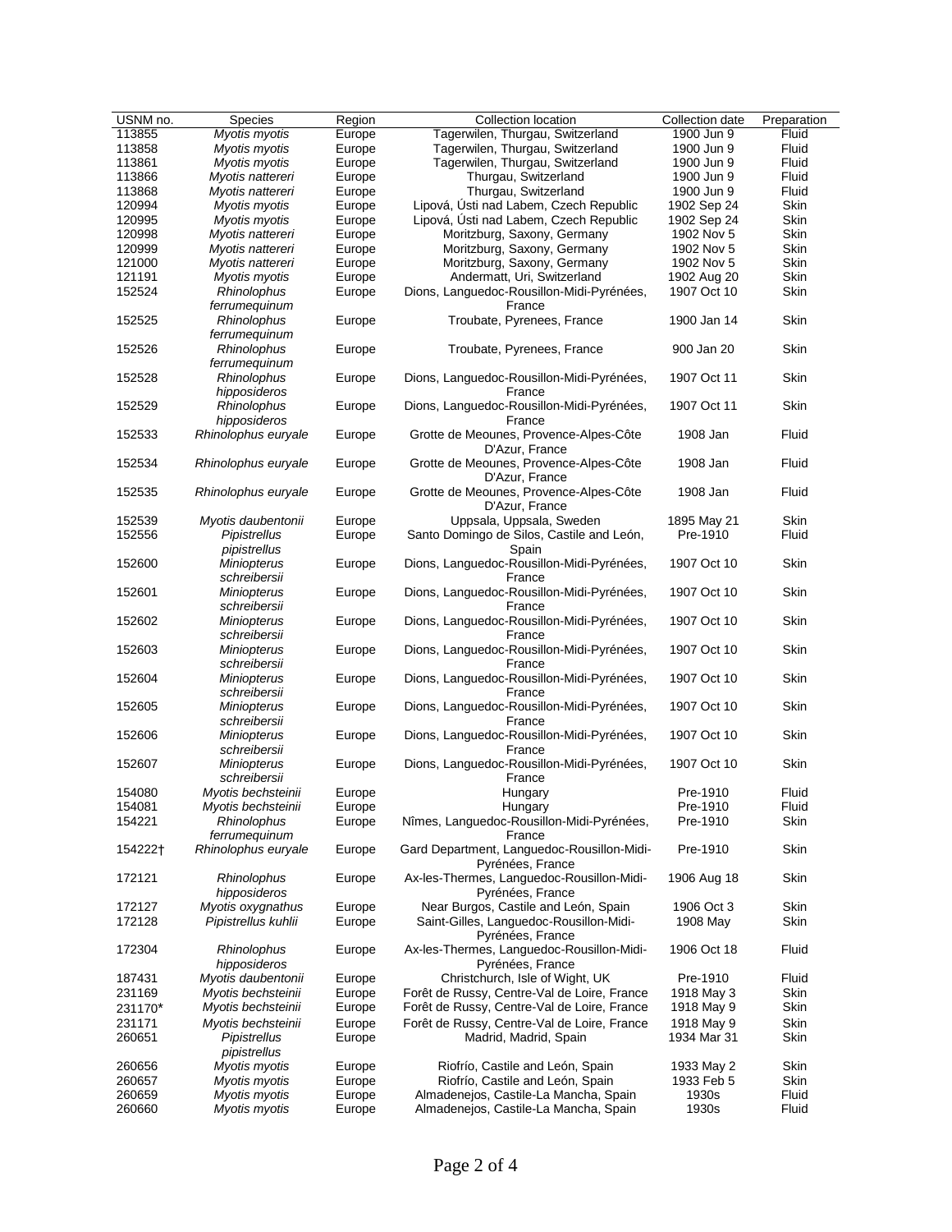| USNM no. | Species | Region | Collection location | Collection date | Preparation |
|---|---|---|---|---|---|
| 113855 | *Myotis myotis* | Europe | Tagerwilen, Thurgau, Switzerland | 1900 Jun 9 | Fluid |
| 113858 | *Myotis myotis* | Europe | Tagerwilen, Thurgau, Switzerland | 1900 Jun 9 | Fluid |
| 113861 | *Myotis myotis* | Europe | Tagerwilen, Thurgau, Switzerland | 1900 Jun 9 | Fluid |
| 113866 | *Myotis nattereri* | Europe | Thurgau, Switzerland | 1900 Jun 9 | Fluid |
| 113868 | *Myotis nattereri* | Europe | Thurgau, Switzerland | 1900 Jun 9 | Fluid |
| 120994 | *Myotis myotis* | Europe | Lipová, Ústi nad Labem, Czech Republic | 1902 Sep 24 | Skin |
| 120995 | *Myotis myotis* | Europe | Lipová, Ústi nad Labem, Czech Republic | 1902 Sep 24 | Skin |
| 120998 | *Myotis nattereri* | Europe | Moritzburg, Saxony, Germany | 1902 Nov 5 | Skin |
| 120999 | *Myotis nattereri* | Europe | Moritzburg, Saxony, Germany | 1902 Nov 5 | Skin |
| 121000 | *Myotis nattereri* | Europe | Moritzburg, Saxony, Germany | 1902 Nov 5 | Skin |
| 121191 | *Myotis myotis* | Europe | Andermatt, Uri, Switzerland | 1902 Aug 20 | Skin |
| 152524 | *Rhinolophus ferrumequinum* | Europe | Dions, Languedoc-Rousillon-Midi-Pyrénées, France | 1907 Oct 10 | Skin |
| 152525 | *Rhinolophus ferrumequinum* | Europe | Troubate, Pyrenees, France | 1900 Jan 14 | Skin |
| 152526 | *Rhinolophus ferrumequinum* | Europe | Troubate, Pyrenees, France | 900 Jan 20 | Skin |
| 152528 | *Rhinolophus hipposideros* | Europe | Dions, Languedoc-Rousillon-Midi-Pyrénées, France | 1907 Oct 11 | Skin |
| 152529 | *Rhinolophus hipposideros* | Europe | Dions, Languedoc-Rousillon-Midi-Pyrénées, France | 1907 Oct 11 | Skin |
| 152533 | *Rhinolophus euryale* | Europe | Grotte de Meounes, Provence-Alpes-Côte D'Azur, France | 1908 Jan | Fluid |
| 152534 | *Rhinolophus euryale* | Europe | Grotte de Meounes, Provence-Alpes-Côte D'Azur, France | 1908 Jan | Fluid |
| 152535 | *Rhinolophus euryale* | Europe | Grotte de Meounes, Provence-Alpes-Côte D'Azur, France | 1908 Jan | Fluid |
| 152539 | *Myotis daubentonii* | Europe | Uppsala, Uppsala, Sweden | 1895 May 21 | Skin |
| 152556 | *Pipistrellus pipistrellus* | Europe | Santo Domingo de Silos, Castile and León, Spain | Pre-1910 | Fluid |
| 152600 | *Miniopterus schreibersii* | Europe | Dions, Languedoc-Rousillon-Midi-Pyrénées, France | 1907 Oct 10 | Skin |
| 152601 | *Miniopterus schreibersii* | Europe | Dions, Languedoc-Rousillon-Midi-Pyrénées, France | 1907 Oct 10 | Skin |
| 152602 | *Miniopterus schreibersii* | Europe | Dions, Languedoc-Rousillon-Midi-Pyrénées, France | 1907 Oct 10 | Skin |
| 152603 | *Miniopterus schreibersii* | Europe | Dions, Languedoc-Rousillon-Midi-Pyrénées, France | 1907 Oct 10 | Skin |
| 152604 | *Miniopterus schreibersii* | Europe | Dions, Languedoc-Rousillon-Midi-Pyrénées, France | 1907 Oct 10 | Skin |
| 152605 | *Miniopterus schreibersii* | Europe | Dions, Languedoc-Rousillon-Midi-Pyrénées, France | 1907 Oct 10 | Skin |
| 152606 | *Miniopterus schreibersii* | Europe | Dions, Languedoc-Rousillon-Midi-Pyrénées, France | 1907 Oct 10 | Skin |
| 152607 | *Miniopterus schreibersii* | Europe | Dions, Languedoc-Rousillon-Midi-Pyrénées, France | 1907 Oct 10 | Skin |
| 154080 | *Myotis bechsteinii* | Europe | Hungary | Pre-1910 | Fluid |
| 154081 | *Myotis bechsteinii* | Europe | Hungary | Pre-1910 | Fluid |
| 154221 | *Rhinolophus ferrumequinum* | Europe | Nîmes, Languedoc-Rousillon-Midi-Pyrénées, France | Pre-1910 | Skin |
| 154222† | *Rhinolophus euryale* | Europe | Gard Department, Languedoc-Rousillon-Midi-Pyrénées, France | Pre-1910 | Skin |
| 172121 | *Rhinolophus hipposideros* | Europe | Ax-les-Thermes, Languedoc-Rousillon-Midi-Pyrénées, France | 1906 Aug 18 | Skin |
| 172127 | *Myotis oxygnathus* | Europe | Near Burgos, Castile and León, Spain | 1906 Oct 3 | Skin |
| 172128 | *Pipistrellus kuhlii* | Europe | Saint-Gilles, Languedoc-Rousillon-Midi-Pyrénées, France | 1908 May | Skin |
| 172304 | *Rhinolophus hipposideros* | Europe | Ax-les-Thermes, Languedoc-Rousillon-Midi-Pyrénées, France | 1906 Oct 18 | Fluid |
| 187431 | *Myotis daubentonii* | Europe | Christchurch, Isle of Wight, UK | Pre-1910 | Fluid |
| 231169 | *Myotis bechsteinii* | Europe | Forêt de Russy, Centre-Val de Loire, France | 1918 May 3 | Skin |
| 231170* | *Myotis bechsteinii* | Europe | Forêt de Russy, Centre-Val de Loire, France | 1918 May 9 | Skin |
| 231171 | *Myotis bechsteinii* | Europe | Forêt de Russy, Centre-Val de Loire, France | 1918 May 9 | Skin |
| 260651 | *Pipistrellus pipistrellus* | Europe | Madrid, Madrid, Spain | 1934 Mar 31 | Skin |
| 260656 | *Myotis myotis* | Europe | Riofrío, Castile and León, Spain | 1933 May 2 | Skin |
| 260657 | *Myotis myotis* | Europe | Riofrío, Castile and León, Spain | 1933 Feb 5 | Skin |
| 260659 | *Myotis myotis* | Europe | Almadenejos, Castile-La Mancha, Spain | 1930s | Fluid |
| 260660 | *Myotis myotis* | Europe | Almadenejos, Castile-La Mancha, Spain | 1930s | Fluid |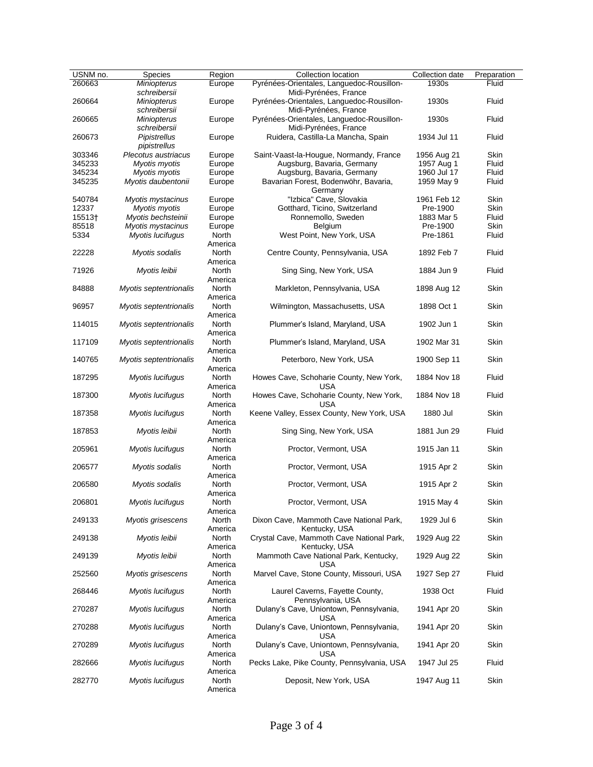| USNM no. | Species | Region | Collection location | Collection date | Preparation |
|---|---|---|---|---|---|
| 260663 | *Miniopterus schreibersii* | Europe | Pyrénées-Orientales, Languedoc-Rousillon-Midi-Pyrénées, France | 1930s | Fluid |
| 260664 | *Miniopterus schreibersii* | Europe | Pyrénées-Orientales, Languedoc-Rousillon-Midi-Pyrénées, France | 1930s | Fluid |
| 260665 | *Miniopterus schreibersii* | Europe | Pyrénées-Orientales, Languedoc-Rousillon-Midi-Pyrénées, France | 1930s | Fluid |
| 260673 | *Pipistrellus pipistrellus* | Europe | Ruidera, Castilla-La Mancha, Spain | 1934 Jul 11 | Fluid |
| 303346 | *Plecotus austriacus* | Europe | Saint-Vaast-la-Hougue, Normandy, France | 1956 Aug 21 | Skin |
| 345233 | *Myotis myotis* | Europe | Augsburg, Bavaria, Germany | 1957 Aug 1 | Fluid |
| 345234 | *Myotis myotis* | Europe | Augsburg, Bavaria, Germany | 1960 Jul 17 | Fluid |
| 345235 | *Myotis daubentonii* | Europe | Bavarian Forest, Bodenwöhr, Bavaria, Germany | 1959 May 9 | Fluid |
| 540784 | *Myotis mystacinus* | Europe | "Izbica" Cave, Slovakia | 1961 Feb 12 | Skin |
| 12337 | *Myotis myotis* | Europe | Gotthard, Ticino, Switzerland | Pre-1900 | Skin |
| 15513† | *Myotis bechsteinii* | Europe | Ronnemollo, Sweden | 1883 Mar 5 | Fluid |
| 85518 | *Myotis mystacinus* | Europe | Belgium | Pre-1900 | Skin |
| 5334 | *Myotis lucifugus* | North America | West Point, New York, USA | Pre-1861 | Fluid |
| 22228 | *Myotis sodalis* | North America | Centre County, Pennsylvania, USA | 1892 Feb 7 | Fluid |
| 71926 | *Myotis leibii* | North America | Sing Sing, New York, USA | 1884 Jun 9 | Fluid |
| 84888 | *Myotis septentrionalis* | North America | Markleton, Pennsylvania, USA | 1898 Aug 12 | Skin |
| 96957 | *Myotis septentrionalis* | North America | Wilmington, Massachusetts, USA | 1898 Oct 1 | Skin |
| 114015 | *Myotis septentrionalis* | North America | Plummer's Island, Maryland, USA | 1902 Jun 1 | Skin |
| 117109 | *Myotis septentrionalis* | North America | Plummer's Island, Maryland, USA | 1902 Mar 31 | Skin |
| 140765 | *Myotis septentrionalis* | North America | Peterboro, New York, USA | 1900 Sep 11 | Skin |
| 187295 | *Myotis lucifugus* | North America | Howes Cave, Schoharie County, New York, USA | 1884 Nov 18 | Fluid |
| 187300 | *Myotis lucifugus* | North America | Howes Cave, Schoharie County, New York, USA | 1884 Nov 18 | Fluid |
| 187358 | *Myotis lucifugus* | North America | Keene Valley, Essex County, New York, USA | 1880 Jul | Skin |
| 187853 | *Myotis leibii* | North America | Sing Sing, New York, USA | 1881 Jun 29 | Fluid |
| 205961 | *Myotis lucifugus* | North America | Proctor, Vermont, USA | 1915 Jan 11 | Skin |
| 206577 | *Myotis sodalis* | North America | Proctor, Vermont, USA | 1915 Apr 2 | Skin |
| 206580 | *Myotis sodalis* | North America | Proctor, Vermont, USA | 1915 Apr 2 | Skin |
| 206801 | *Myotis lucifugus* | North America | Proctor, Vermont, USA | 1915 May 4 | Skin |
| 249133 | *Myotis grisescens* | North America | Dixon Cave, Mammoth Cave National Park, Kentucky, USA | 1929 Jul 6 | Skin |
| 249138 | *Myotis leibii* | North America | Crystal Cave, Mammoth Cave National Park, Kentucky, USA | 1929 Aug 22 | Skin |
| 249139 | *Myotis leibii* | North America | Mammoth Cave National Park, Kentucky, USA | 1929 Aug 22 | Skin |
| 252560 | *Myotis grisescens* | North America | Marvel Cave, Stone County, Missouri, USA | 1927 Sep 27 | Fluid |
| 268446 | *Myotis lucifugus* | North America | Laurel Caverns, Fayette County, Pennsylvania, USA | 1938 Oct | Fluid |
| 270287 | *Myotis lucifugus* | North America | Dulany's Cave, Uniontown, Pennsylvania, USA | 1941 Apr 20 | Skin |
| 270288 | *Myotis lucifugus* | North America | Dulany's Cave, Uniontown, Pennsylvania, USA | 1941 Apr 20 | Skin |
| 270289 | *Myotis lucifugus* | North America | Dulany's Cave, Uniontown, Pennsylvania, USA | 1941 Apr 20 | Skin |
| 282666 | *Myotis lucifugus* | North America | Pecks Lake, Pike County, Pennsylvania, USA | 1947 Jul 25 | Fluid |
| 282770 | *Myotis lucifugus* | North America | Deposit, New York, USA | 1947 Aug 11 | Skin |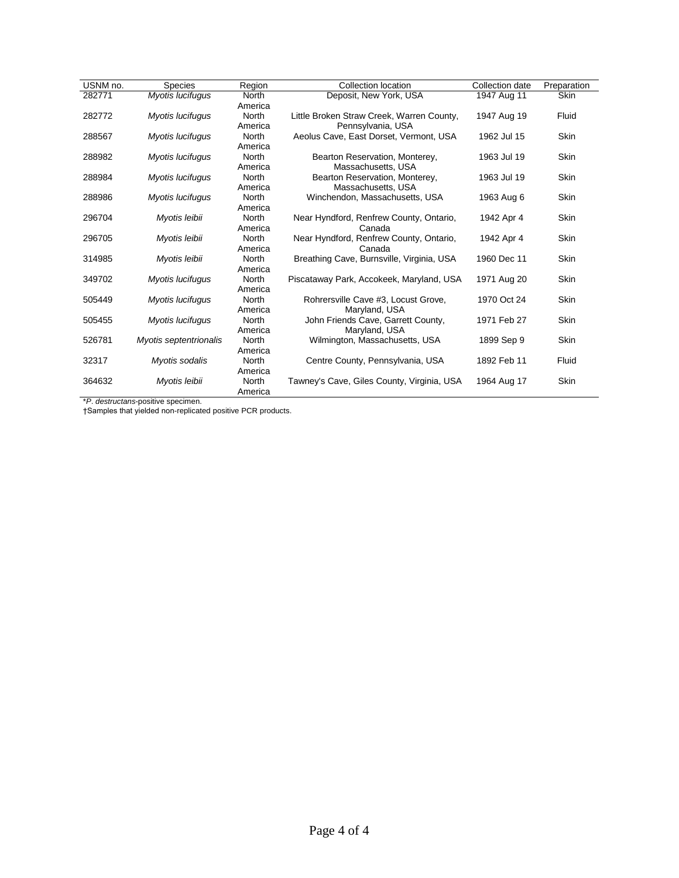| USNM no. | Species | Region | Collection location | Collection date | Preparation |
|---|---|---|---|---|---|
| 282771 | *Myotis lucifugus* | North America | Deposit, New York, USA | 1947 Aug 11 | Skin |
| 282772 | *Myotis lucifugus* | North America | Little Broken Straw Creek, Warren County, Pennsylvania, USA | 1947 Aug 19 | Fluid |
| 288567 | *Myotis lucifugus* | North America | Aeolus Cave, East Dorset, Vermont, USA | 1962 Jul 15 | Skin |
| 288982 | *Myotis lucifugus* | North America | Bearton Reservation, Monterey, Massachusetts, USA | 1963 Jul 19 | Skin |
| 288984 | *Myotis lucifugus* | North America | Bearton Reservation, Monterey, Massachusetts, USA | 1963 Jul 19 | Skin |
| 288986 | *Myotis lucifugus* | North America | Winchendon, Massachusetts, USA | 1963 Aug 6 | Skin |
| 296704 | *Myotis leibii* | North America | Near Hyndford, Renfrew County, Ontario, Canada | 1942 Apr 4 | Skin |
| 296705 | *Myotis leibii* | North America | Near Hyndford, Renfrew County, Ontario, Canada | 1942 Apr 4 | Skin |
| 314985 | *Myotis leibii* | North America | Breathing Cave, Burnsville, Virginia, USA | 1960 Dec 11 | Skin |
| 349702 | *Myotis lucifugus* | North America | Piscataway Park, Accokeek, Maryland, USA | 1971 Aug 20 | Skin |
| 505449 | *Myotis lucifugus* | North America | Rohrersville Cave #3, Locust Grove, Maryland, USA | 1970 Oct 24 | Skin |
| 505455 | *Myotis lucifugus* | North America | John Friends Cave, Garrett County, Maryland, USA | 1971 Feb 27 | Skin |
| 526781 | *Myotis septentrionalis* | North America | Wilmington, Massachusetts, USA | 1899 Sep 9 | Skin |
| 32317 | *Myotis sodalis* | North America | Centre County, Pennsylvania, USA | 1892 Feb 11 | Fluid |
| 364632 | *Myotis leibii* | North America | Tawney's Cave, Giles County, Virginia, USA | 1964 Aug 17 | Skin |

*\*P. destructans*-positive specimen.

†Samples that yielded non-replicated positive PCR products.